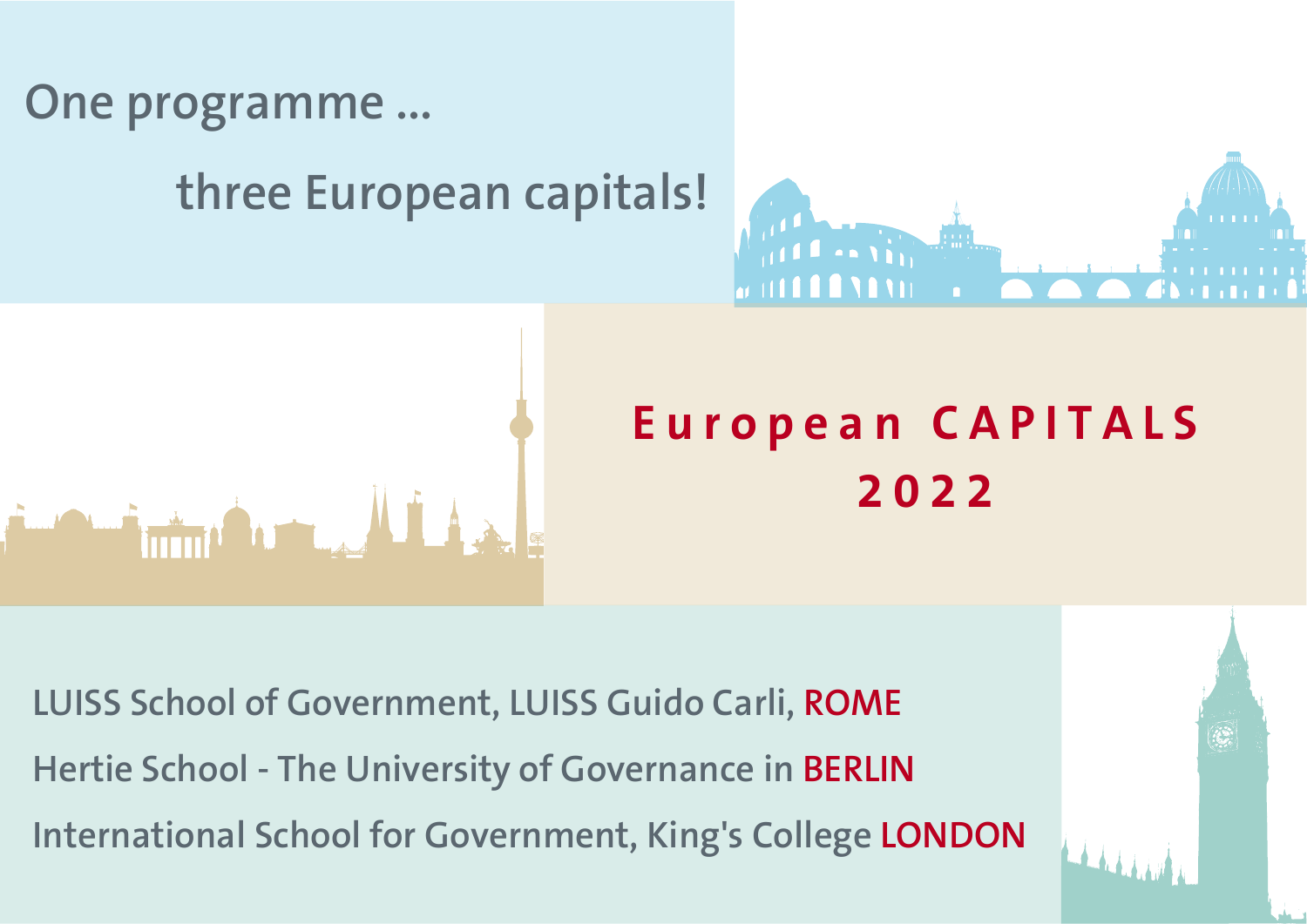One programme ...

three European capitals!

# European CAPITALS 2022

LUISS School of Government, LUISS Guido Carli, **ROME**

Hertie School - The University of Governance in **BERLIN**

International School for Government, King's College **LONDON**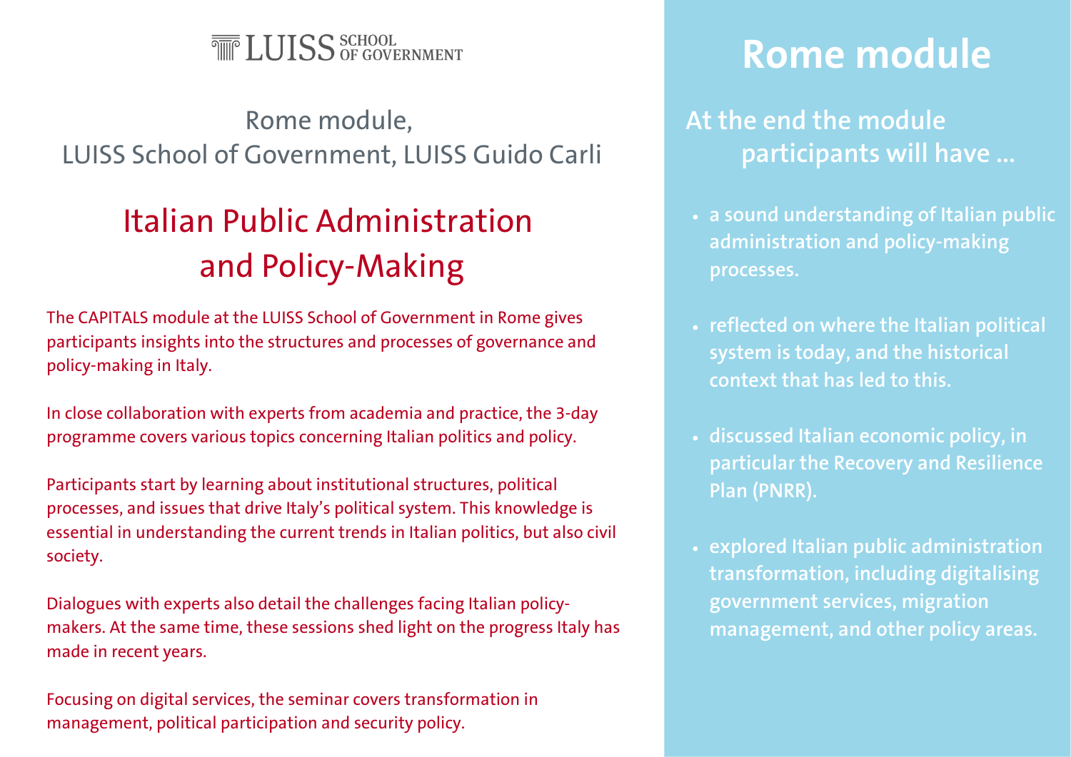LUISS SCHOOL OF GOVERNMENT

Rome module,
LUISS School of Government, LUISS Guido Carli

# Italian Public Administration and Policy-Making

The CAPITALS module at the LUISS School of Government in Rome gives participants insights into the structures and processes of governance and policy-making in Italy.

In close collaboration with experts from academia and practice, the 3-day programme covers various topics concerning Italian politics and policy.

Participants start by learning about institutional structures, political processes, and issues that drive Italy's political system. This knowledge is essential in understanding the current trends in Italian politics, but also civil society.

Dialogues with experts also detail the challenges facing Italian policy-makers. At the same time, these sessions shed light on the progress Italy has made in recent years.

Focusing on digital services, the seminar covers transformation in management, political participation and security policy.

# Rome module

## At the end the module participants will have ...

- a sound understanding of Italian public administration and policy-making processes.
- reflected on where the Italian political system is today, and the historical context that has led to this.
- discussed Italian economic policy, in particular the Recovery and Resilience Plan (PNRR).
- explored Italian public administration transformation, including digitalising government services, migration management, and other policy areas.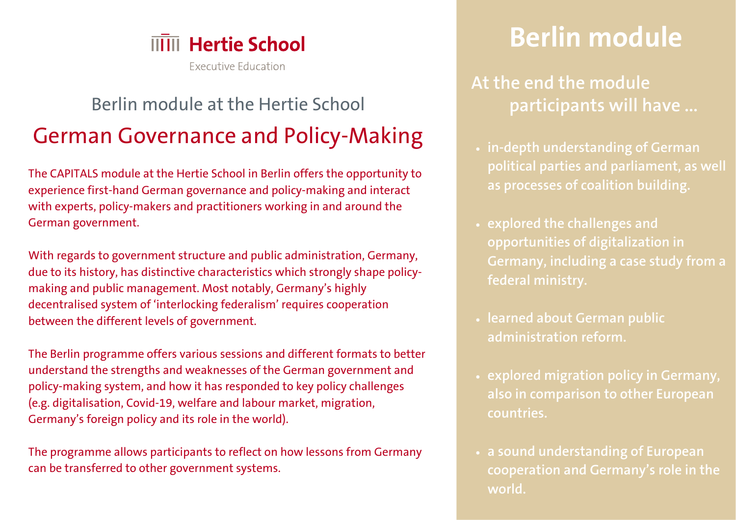Hertie School

Executive Education

## Berlin module at the Hertie School

# German Governance and Policy-Making

The CAPITALS module at the Hertie School in Berlin offers the opportunity to experience first-hand German governance and policy-making and interact with experts, policy-makers and practitioners working in and around the German government.

With regards to government structure and public administration, Germany, due to its history, has distinctive characteristics which strongly shape policy-making and public management. Most notably, Germany's highly decentralised system of 'interlocking federalism' requires cooperation between the different levels of government.

The Berlin programme offers various sessions and different formats to better understand the strengths and weaknesses of the German government and policy-making system, and how it has responded to key policy challenges (e.g. digitalisation, Covid-19, welfare and labour market, migration, Germany's foreign policy and its role in the world).

The programme allows participants to reflect on how lessons from Germany can be transferred to other government systems.

# Berlin module

## At the end the module participants will have ...

- in-depth understanding of German political parties and parliament, as well as processes of coalition building.
- explored the challenges and opportunities of digitalization in Germany, including a case study from a federal ministry.
- learned about German public administration reform.
- explored migration policy in Germany, also in comparison to other European countries.
- a sound understanding of European cooperation and Germany's role in the world.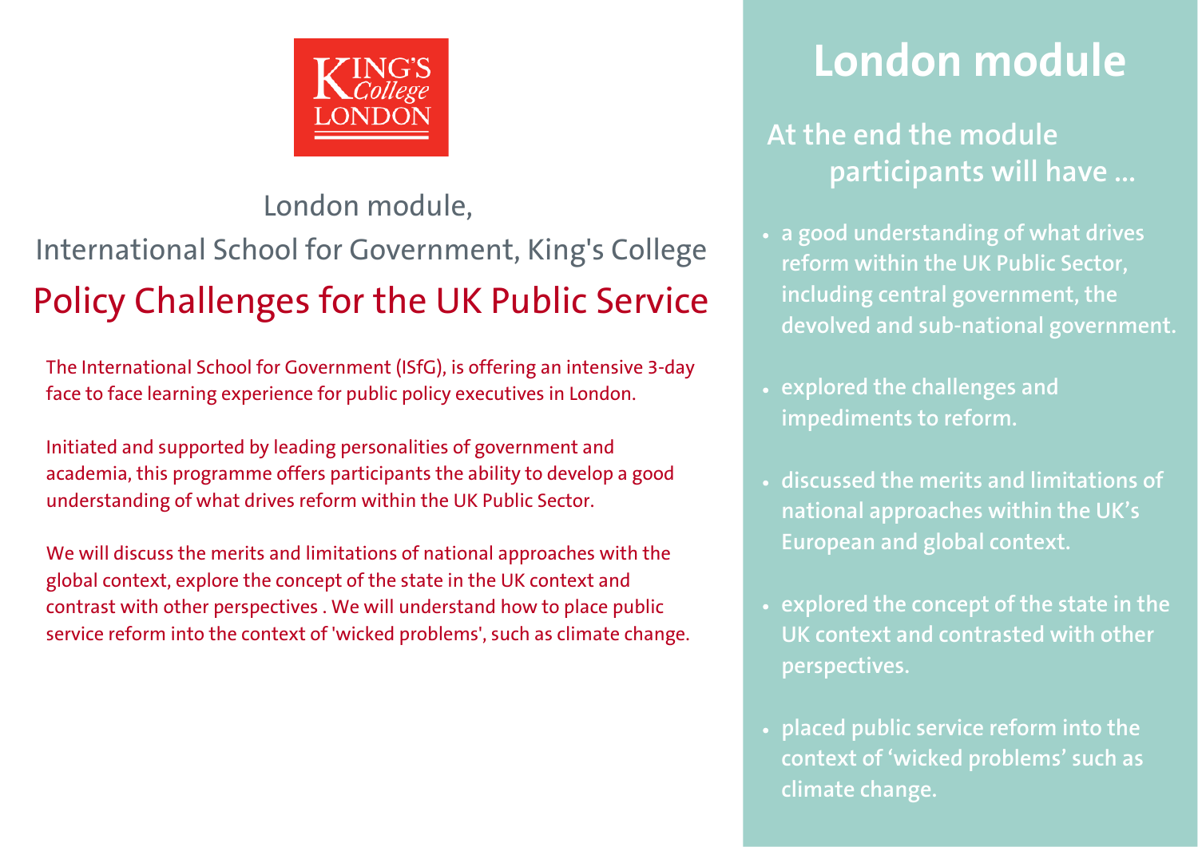KING'S College LONDON

London module,

International School for Government, King's College

# Policy Challenges for the UK Public Service

The International School for Government (ISfG), is offering an intensive 3-day face to face learning experience for public policy executives in London.

Initiated and supported by leading personalities of government and academia, this programme offers participants the ability to develop a good understanding of what drives reform within the UK Public Sector.

We will discuss the merits and limitations of national approaches with the global context, explore the concept of the state in the UK context and contrast with other perspectives . We will understand how to place public service reform into the context of 'wicked problems', such as climate change.

# London module

## At the end the module participants will have ...

- a good understanding of what drives reform within the UK Public Sector, including central government, the devolved and sub-national government.
- explored the challenges and impediments to reform.
- discussed the merits and limitations of national approaches within the UK's European and global context.
- explored the concept of the state in the UK context and contrasted with other perspectives.
- placed public service reform into the context of 'wicked problems' such as climate change.